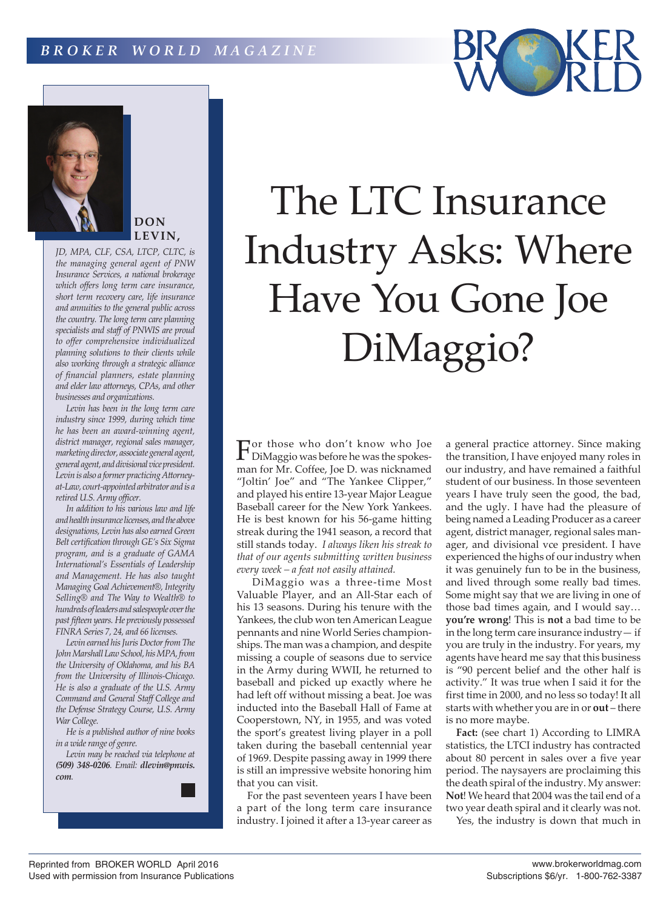# The LTC Insurance Industry Asks: Where Have You Gone Joe DiMaggio?

**DON LEVIN,**

*JD, MPA, CLF, CSA, LTCP, CLTC, is the managing general agent of PNW Insurance Services, a national brokerage which offers long term care insurance, short term recovery care, life insurance and annuities to the general public across the country. The long term care planning specialists and staff of PNWIS are proud to offer comprehensive individualized planning solutions to their clients while also working through a strategic alliance of financial planners, estate planning and elder law attorneys, CPAs, and other businesses and organizations.*

*Levin has been in the long term care industry since 1999, during which time he has been an award-winning agent, district manager, regional sales manager, marketing director, associate general agent, general agent, and divisional vice president. Levin is also a former practicing Attorney-at-Law, court-appointed arbitrator and is a retired U.S. Army officer.*

*In addition to his various law and life and health insurance licenses, and the above designations, Levin has also earned Green Belt certification through GE's Six Sigma program, and is a graduate of GAMA International's Essentials of Leadership and Management. He has also taught Managing Goal Achievement®, Integrity Selling® and The Way to Wealth® to hundreds of leaders and salespeople over the past fifteen years. He previously possessed FINRA Series 7, 24, and 66 licenses.*

*Levin earned his Juris Doctor from The John Marshall Law School, his MPA, from the University of Oklahoma, and his BA from the University of Illinois-Chicago. He is also a graduate of the U.S. Army Command and General Staff College and the Defense Strategy Course, U.S. Army War College.*

*He is a published author of nine books in a wide range of genre.*

*Levin may be reached via telephone at* ***(509) 348-0206****. Email:* ***dlevin@pnwis.com****.*

For those who don't know who Joe DiMaggio was before he was the spokesman for Mr. Coffee, Joe D. was nicknamed "Joltin' Joe" and "The Yankee Clipper," and played his entire 13-year Major League Baseball career for the New York Yankees. He is best known for his 56-game hitting streak during the 1941 season, a record that still stands today. *I always liken his streak to that of our agents submitting written business every week – a feat not easily attained.*

DiMaggio was a three-time Most Valuable Player, and an All-Star each of his 13 seasons. During his tenure with the Yankees, the club won ten American League pennants and nine World Series championships. The man was a champion, and despite missing a couple of seasons due to service in the Army during WWII, he returned to baseball and picked up exactly where he had left off without missing a beat. Joe was inducted into the Baseball Hall of Fame at Cooperstown, NY, in 1955, and was voted the sport's greatest living player in a poll taken during the baseball centennial year of 1969. Despite passing away in 1999 there is still an impressive website honoring him that you can visit.

For the past seventeen years I have been a part of the long term care insurance industry. I joined it after a 13-year career as a general practice attorney. Since making the transition, I have enjoyed many roles in our industry, and have remained a faithful student of our business. In those seventeen years I have truly seen the good, the bad, and the ugly. I have had the pleasure of being named a Leading Producer as a career agent, district manager, regional sales manager, and divisional vce president. I have experienced the highs of our industry when it was genuinely fun to be in the business, and lived through some really bad times. Some might say that we are living in one of those bad times again, and I would say… **you're wrong**! This is **not** a bad time to be in the long term care insurance industry— if you are truly in the industry. For years, my agents have heard me say that this business is "90 percent belief and the other half is activity." It was true when I said it for the first time in 2000, and no less so today! It all starts with whether you are in or **out** – there is no more maybe.

**Fact:** (see chart 1) According to LIMRA statistics, the LTCI industry has contracted about 80 percent in sales over a five year period. The naysayers are proclaiming this the death spiral of the industry. My answer: **Not**! We heard that 2004 was the tail end of a two year death spiral and it clearly was not.

Yes, the industry is down that much in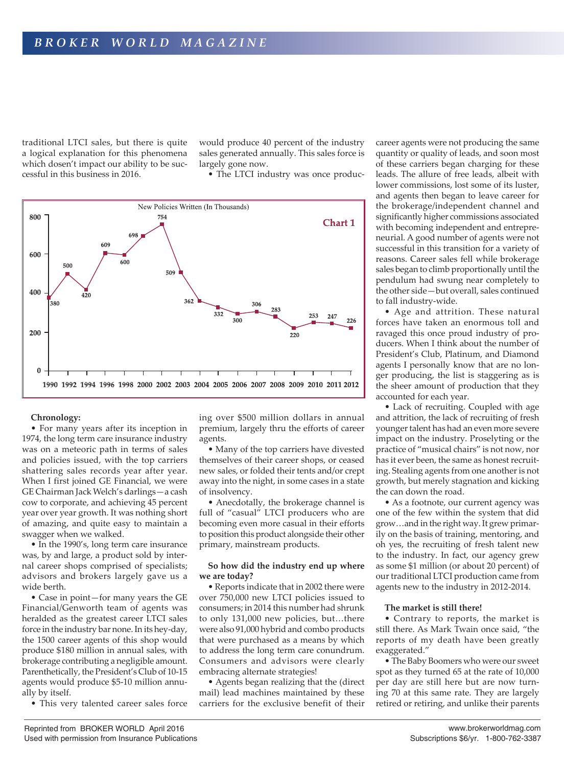traditional LTCI sales, but there is quite a logical explanation for this phenomena which dosen't impact our ability to be successful in this business in 2016.

**Chart 1**

New Policies Written (In Thousands)

| Year | 1990 | 1992 | 1994 | 1996 | 1998 | 2000 | 2002 | 2003 | 2004 | 2005 | 2006 | 2007 | 2008 | 2009 | 2010 | 2011 | 2012 |
|---|---|---|---|---|---|---|---|---|---|---|---|---|---|---|---|---|---|
| Policies | 380 | 500 | 420 | 609 | 600 | 698 | 754 | 509 | 362 | 332 | 300 | 306 | 283 | 220 | 253 | 247 | 226 |

**Chronology:**

- For many years after its inception in 1974, the long term care insurance industry was on a meteoric path in terms of sales and policies issued, with the top carriers shattering sales records year after year. When I first joined GE Financial, we were GE Chairman Jack Welch's darlings—a cash cow to corporate, and achieving 45 percent year over year growth. It was nothing short of amazing, and quite easy to maintain a swagger when we walked.
- In the 1990's, long term care insurance was, by and large, a product sold by internal career shops comprised of specialists; advisors and brokers largely gave us a wide berth.
- Case in point—for many years the GE Financial/Genworth team of agents was heralded as the greatest career LTCI sales force in the industry bar none. In its hey-day, the 1500 career agents of this shop would produce $180 million in annual sales, with brokerage contributing a negligible amount. Parenthetically, the President's Club of 10-15 agents would produce $5-10 million annually by itself.
- This very talented career sales force would produce 40 percent of the industry sales generated annually. This sales force is largely gone now.
- The LTCI industry was once producing over $500 million dollars in annual premium, largely thru the efforts of career agents.
- Many of the top carriers have divested themselves of their career shops, or ceased new sales, or folded their tents and/or crept away into the night, in some cases in a state of insolvency.
- Anecdotally, the brokerage channel is full of "casual" LTCI producers who are becoming even more casual in their efforts to position this product alongside their other primary, mainstream products.

**So how did the industry end up where we are today?**

- Reports indicate that in 2002 there were over 750,000 new LTCI policies issued to consumers; in 2014 this number had shrunk to only 131,000 new policies, but…there were also 91,000 hybrid and combo products that were purchased as a means by which to address the long term care conundrum. Consumers and advisors were clearly embracing alternate strategies!
- Agents began realizing that the (direct mail) lead machines maintained by these carriers for the exclusive benefit of their career agents were not producing the same quantity or quality of leads, and soon most of these carriers began charging for these leads. The allure of free leads, albeit with lower commissions, lost some of its luster, and agents then began to leave career for the brokerage/independent channel and significantly higher commissions associated with becoming independent and entrepreneurial. A good number of agents were not successful in this transition for a variety of reasons. Career sales fell while brokerage sales began to climb proportionally until the pendulum had swung near completely to the other side—but overall, sales continued to fall industry-wide.
- Age and attrition. These natural forces have taken an enormous toll and ravaged this once proud industry of producers. When I think about the number of President's Club, Platinum, and Diamond agents I personally know that are no longer producing, the list is staggering as is the sheer amount of production that they accounted for each year.
- Lack of recruiting. Coupled with age and attrition, the lack of recruiting of fresh younger talent has had an even more severe impact on the industry. Proselyting or the practice of "musical chairs" is not now, nor has it ever been, the same as honest recruiting. Stealing agents from one another is not growth, but merely stagnation and kicking the can down the road.
- As a footnote, our current agency was one of the few within the system that did grow…and in the right way. It grew primarily on the basis of training, mentoring, and oh yes, the recruiting of fresh talent new to the industry. In fact, our agency grew as some $1 million (or about 20 percent) of our traditional LTCI production came from agents new to the industry in 2012-2014.

**The market is still there!**

- Contrary to reports, the market is still there. As Mark Twain once said, "the reports of my death have been greatly exaggerated."
- The Baby Boomers who were our sweet spot as they turned 65 at the rate of 10,000 per day are still here but are now turning 70 at this same rate. They are largely retired or retiring, and unlike their parents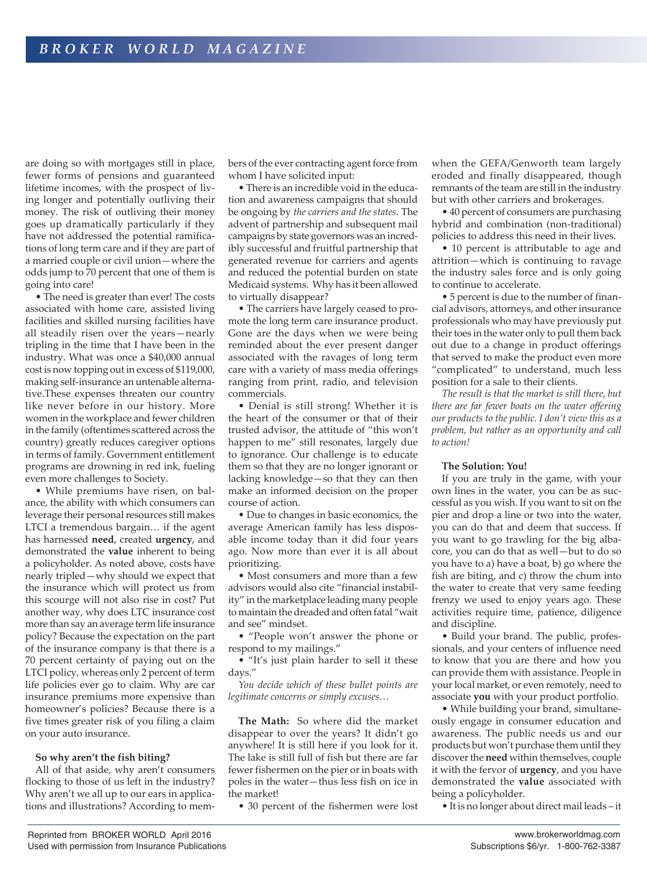are doing so with mortgages still in place, fewer forms of pensions and guaranteed lifetime incomes, with the prospect of living longer and potentially outliving their money. The risk of outliving their money goes up dramatically particularly if they have not addressed the potential ramifications of long term care and if they are part of a married couple or civil union—where the odds jump to 70 percent that one of them is going into care!

• The need is greater than ever! The costs associated with home care, assisted living facilities and skilled nursing facilities have all steadily risen over the years—nearly tripling in the time that I have been in the industry. What was once a $40,000 annual cost is now topping out in excess of $119,000, making self-insurance an untenable alternative.These expenses threaten our country like never before in our history. More women in the workplace and fewer children in the family (oftentimes scattered across the country) greatly reduces caregiver options in terms of family. Government entitlement programs are drowning in red ink, fueling even more challenges to Society.

• While premiums have risen, on balance, the ability with which consumers can leverage their personal resources still makes LTCI a tremendous bargain… if the agent has harnessed **need**, created **urgency**, and demonstrated the **value** inherent to being a policyholder. As noted above, costs have nearly tripled—why should we expect that the insurance which will protect us from this scourge will not also rise in cost? Put another way, why does LTC insurance cost more than say an average term life insurance policy? Because the expectation on the part of the insurance company is that there is a 70 percent certainty of paying out on the LTCI policy, whereas only 2 percent of term life policies ever go to claim. Why are car insurance premiums more expensive than homeowner's policies? Because there is a five times greater risk of you filing a claim on your auto insurance.

**So why aren't the fish biting?**

All of that aside, why aren't consumers flocking to those of us left in the industry? Why aren't we all up to our ears in applications and illustrations? According to members of the ever contracting agent force from whom I have solicited input:

• There is an incredible void in the education and awareness campaigns that should be ongoing by *the carriers and the states*. The advent of partnership and subsequent mail campaigns by state governors was an incredibly successful and fruitful partnership that generated revenue for carriers and agents and reduced the potential burden on state Medicaid systems. Why has it been allowed to virtually disappear?

• The carriers have largely ceased to promote the long term care insurance product. Gone are the days when we were being reminded about the ever present danger associated with the ravages of long term care with a variety of mass media offerings ranging from print, radio, and television commercials.

• Denial is still strong! Whether it is the heart of the consumer or that of their trusted advisor, the attitude of "this won't happen to me" still resonates, largely due to ignorance. Our challenge is to educate them so that they are no longer ignorant or lacking knowledge—so that they can then make an informed decision on the proper course of action.

• Due to changes in basic economics, the average American family has less disposable income today than it did four years ago. Now more than ever it is all about prioritizing.

• Most consumers and more than a few advisors would also cite "financial instability" in the marketplace leading many people to maintain the dreaded and often fatal "wait and see" mindset.

• "People won't answer the phone or respond to my mailings."

• "It's just plain harder to sell it these days."

*You decide which of these bullet points are legitimate concerns or simply excuses…*

**The Math:** So where did the market disappear to over the years? It didn't go anywhere! It is still here if you look for it. The lake is still full of fish but there are far fewer fishermen on the pier or in boats with poles in the water—thus less fish on ice in the market!

• 30 percent of the fishermen were lost when the GEFA/Genworth team largely eroded and finally disappeared, though remnants of the team are still in the industry but with other carriers and brokerages.

• 40 percent of consumers are purchasing hybrid and combination (non-traditional) policies to address this need in their lives.

• 10 percent is attributable to age and attrition—which is continuing to ravage the industry sales force and is only going to continue to accelerate.

• 5 percent is due to the number of financial advisors, attorneys, and other insurance professionals who may have previously put their toes in the water only to pull them back out due to a change in product offerings that served to make the product even more "complicated" to understand, much less position for a sale to their clients.

*The result is that the market is still there, but there are far fewer boats on the water offering our products to the public. I don't view this as a problem, but rather as an opportunity and call to action!*

**The Solution: You!**

If you are truly in the game, with your own lines in the water, you can be as successful as you wish. If you want to sit on the pier and drop a line or two into the water, you can do that and deem that success. If you want to go trawling for the big albacore, you can do that as well—but to do so you have to a) have a boat, b) go where the fish are biting, and c) throw the chum into the water to create that very same feeding frenzy we used to enjoy years ago. These activities require time, patience, diligence and discipline.

• Build your brand. The public, professionals, and your centers of influence need to know that you are there and how you can provide them with assistance. People in your local market, or even remotely, need to associate **you** with your product portfolio.

• While building your brand, simultaneously engage in consumer education and awareness. The public needs us and our products but won't purchase them until they discover the **need** within themselves, couple it with the fervor of **urgency**, and you have demonstrated the **value** associated with being a policyholder.

• It is no longer about direct mail leads – it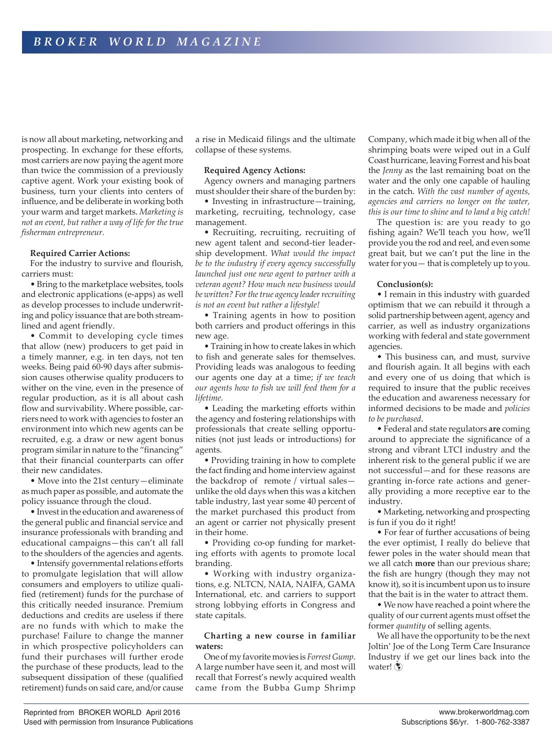is now all about marketing, networking and prospecting. In exchange for these efforts, most carriers are now paying the agent more than twice the commission of a previously captive agent. Work your existing book of business, turn your clients into centers of influence, and be deliberate in working both your warm and target markets. *Marketing is not an event, but rather a way of life for the true fisherman entrepreneur.*

**Required Carrier Actions:**

For the industry to survive and flourish, carriers must:

• Bring to the marketplace websites, tools and electronic applications (e-apps) as well as develop processes to include underwriting and policy issuance that are both streamlined and agent friendly.

• Commit to developing cycle times that allow (new) producers to get paid in a timely manner, e.g. in ten days, not ten weeks. Being paid 60-90 days after submission causes otherwise quality producers to wither on the vine, even in the presence of regular production, as it is all about cash flow and survivability. Where possible, carriers need to work with agencies to foster an environment into which new agents can be recruited, e.g. a draw or new agent bonus program similar in nature to the "financing" that their financial counterparts can offer their new candidates.

• Move into the 21st century—eliminate as much paper as possible, and automate the policy issuance through the cloud.

• Invest in the education and awareness of the general public and financial service and insurance professionals with branding and educational campaigns—this can't all fall to the shoulders of the agencies and agents.

• Intensify governmental relations efforts to promulgate legislation that will allow consumers and employers to utilize qualified (retirement) funds for the purchase of this critically needed insurance. Premium deductions and credits are useless if there are no funds with which to make the purchase! Failure to change the manner in which prospective policyholders can fund their purchases will further erode the purchase of these products, lead to the subsequent dissipation of these (qualified retirement) funds on said care, and/or cause a rise in Medicaid filings and the ultimate collapse of these systems.

**Required Agency Actions:**

Agency owners and managing partners must shoulder their share of the burden by:

• Investing in infrastructure—training, marketing, recruiting, technology, case management.

• Recruiting, recruiting, recruiting of new agent talent and second-tier leadership development. *What would the impact be to the industry if every agency successfully launched just one new agent to partner with a veteran agent? How much new business would be written? For the true agency leader recruiting is not an event but rather a lifestyle!*

• Training agents in how to position both carriers and product offerings in this new age.

• Training in how to create lakes in which to fish and generate sales for themselves. Providing leads was analogous to feeding our agents one day at a time; *if we teach our agents how to fish we will feed them for a lifetime.*

• Leading the marketing efforts within the agency and fostering relationships with professionals that create selling opportunities (not just leads or introductions) for agents.

• Providing training in how to complete the fact finding and home interview against the backdrop of remote / virtual sales—unlike the old days when this was a kitchen table industry, last year some 40 percent of the market purchased this product from an agent or carrier not physically present in their home.

• Providing co-op funding for marketing efforts with agents to promote local branding.

• Working with industry organizations, e.g. NLTCN, NAIA, NAIFA, GAMA International, etc. and carriers to support strong lobbying efforts in Congress and state capitals.

**Charting a new course in familiar waters:**

One of my favorite movies is *Forrest Gump*. A large number have seen it, and most will recall that Forrest's newly acquired wealth came from the Bubba Gump Shrimp Company, which made it big when all of the shrimping boats were wiped out in a Gulf Coast hurricane, leaving Forrest and his boat the *Jenny* as the last remaining boat on the water and the only one capable of hauling in the catch. *With the vast number of agents, agencies and carriers no longer on the water, this is our time to shine and to land a big catch!*

The question is: are you ready to go fishing again? We'll teach you how, we'll provide you the rod and reel, and even some great bait, but we can't put the line in the water for you— that is completely up to you.

**Conclusion(s):**

• I remain in this industry with guarded optimism that we can rebuild it through a solid partnership between agent, agency and carrier, as well as industry organizations working with federal and state government agencies.

• This business can, and must, survive and flourish again. It all begins with each and every one of us doing that which is required to insure that the public receives the education and awareness necessary for informed decisions to be made and *policies to be purchased*.

• Federal and state regulators **are** coming around to appreciate the significance of a strong and vibrant LTCI industry and the inherent risk to the general public if we are not successful—and for these reasons are granting in-force rate actions and generally providing a more receptive ear to the industry.

• Marketing, networking and prospecting is fun if you do it right!

• For fear of further accusations of being the ever optimist, I really do believe that fewer poles in the water should mean that we all catch **more** than our previous share; the fish are hungry (though they may not know it), so it is incumbent upon us to insure that the bait is in the water to attract them.

• We now have reached a point where the quality of our current agents must offset the former *quantity* of selling agents.

We all have the opportunity to be the next Joltin' Joe of the Long Term Care Insurance Industry if we get our lines back into the water!